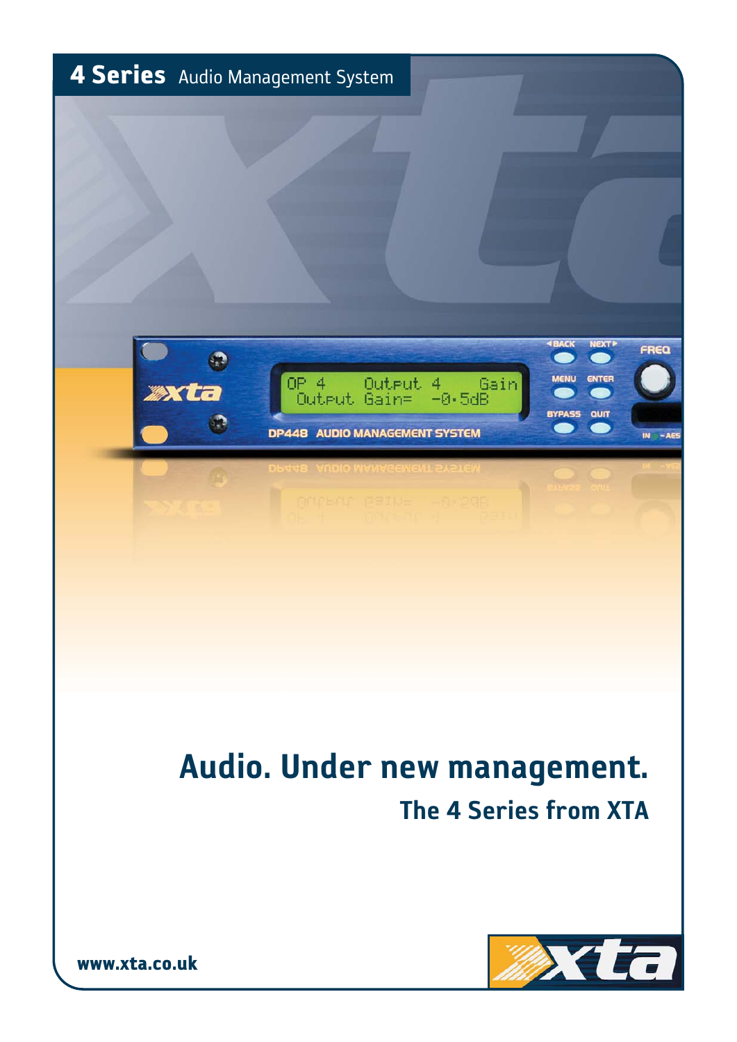**4 Series** Audio Management System

# Audio. Under new management.

## The 4 Series from XTA

www.xta.co.uk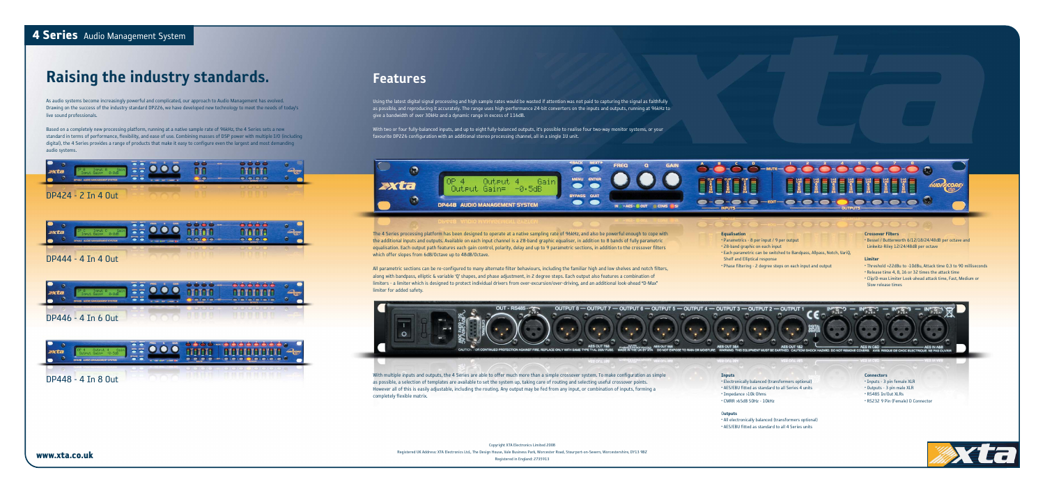## 4 Series Audio Management System

# Raising the industry standards.

As audio systems become increasingly powerful and complicated, our approach to Audio Management has evolved. Drawing on the success of the industry standard DP226, we have developed new technology to meet the needs of today's live sound professionals.

Based on a completely new processing platform, running at a native sample rate of 96kHz, the 4 Series sets a new standard in terms of performance, flexibility, and ease of use. Combining masses of DSP power with multiple I/O (including digital), the 4 Series provides a range of products that make it easy to configure even the largest and most demanding audio systems.

DP424 - 2 In 4 Out

DP444 - 4 In 4 Out

DP446 - 4 In 6 Out

DP448 - 4 In 8 Out

# Features

Using the latest digital signal processing and high sample rates would be wasted if attention was not paid to capturing the signal as faithfully as possible, and reproducing it accurately. The range uses high-performance 24-bit converters on the inputs and outputs, running at 96kHz to give a bandwidth of over 30kHz and a dynamic range in excess of 116dB.

With two or four fully-balanced inputs, and up to eight fully-balanced outputs, it's possible to realise four two-way monitor systems, or your favourite DP226 configuration with an additional stereo processing channel, all in a single 1U unit.

The 4 Series processing platform has been designed to operate at a native sampling rate of 96kHz, and also be powerful enough to cope with the additional inputs and outputs. Available on each input channel is a 28-band graphic equaliser, in addition to 8 bands of fully parametric equalisation. Each output path features each gain control, polarity, delay and up to 9 parametric sections, in addition to the crossover filters which offer slopes from 6dB/Octave up to 48dB/Octave.

All parametric sections can be re-configured to many alternate filter behaviours, including the familiar high and low shelves and notch filters, along with bandpass, elliptic & variable 'Q' shapes, and phase adjustment, in 2 degree steps. Each output also features a combination of limiters - a limiter which is designed to protect individual drivers from over-excursion/over-driving, and an additional look-ahead "D-Max" limiter for added safety.

### Equalisation

- Parametrics - 8 per input / 9 per output
- 28-band graphic on each input
- Each parametric can be switched to Bandpass, Allpass, Notch, VariQ, Shelf and Elliptical response
- Phase filtering - 2 degree steps on each input and output

### Crossover Filters

- Bessel / Butterworth 6/12/18/24/48dB per octave and Linkwitz-Riley 12/24/48dB per octave

### Limiter

- Threshold +22dBu to -10dBu, Attack time 0.3 to 90 milliseconds
- Release time 4, 8, 16 or 32 times the attack time
- Clip/D-max Limiter Look-ahead attack time, Fast, Medium or Slow release times

With multiple inputs and outputs, the 4 Series are able to offer much more than a simple crossover system. To make configuration as simple as possible, a selection of templates are available to set the system up, taking care of routing and selecting useful crossover points. However all of this is easily adjustable, including the routing. Any output may be fed from any input, or combination of inputs, forming a completely flexible matrix.

### Inputs

- Electronically balanced (transformers optional)
- AES/EBU fitted as standard to all Series 4 units
- Impedance >10k Ohms
- CMRR >65dB 50Hz - 10kHz

### Outputs

- All electronically balanced (transformers optional)
- AES/EBU fitted as standard to all 4 Series units

### Connectors

- Inputs - 3 pin female XLR
- Outputs - 3 pin male XLR
- RS485 In/Out XLRs
- RS232 9 Pin (Female) D Connector

www.xta.co.uk

Copyright XTA Electronics Limited 2008

Registered UK Address: XTA Electronics Ltd., The Design House, Vale Business Park, Worcester Road, Stourport-on-Severn, Worcestershire, DY13 9BZ

Registered in England: 2735913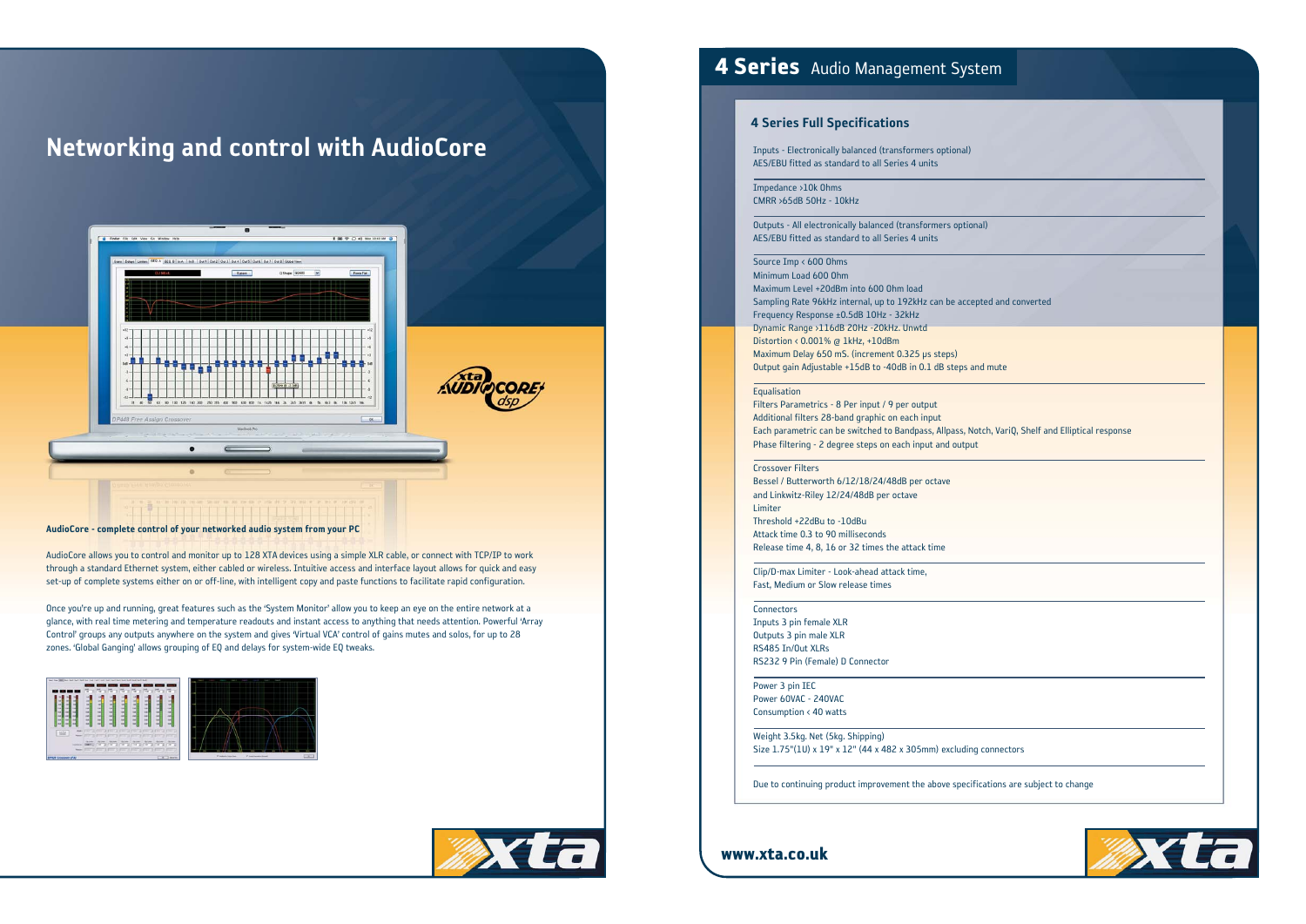# Networking and control with AudioCore

**AudioCore - complete control of your networked audio system from your PC**

AudioCore allows you to control and monitor up to 128 XTA devices using a simple XLR cable, or connect with TCP/IP to work through a standard Ethernet system, either cabled or wireless. Intuitive access and interface layout allows for quick and easy set-up of complete systems either on or off-line, with intelligent copy and paste functions to facilitate rapid configuration.

Once you're up and running, great features such as the 'System Monitor' allow you to keep an eye on the entire network at a glance, with real time metering and temperature readouts and instant access to anything that needs attention. Powerful 'Array Control' groups any outputs anywhere on the system and gives 'Virtual VCA' control of gains mutes and solos, for up to 28 zones. 'Global Ganging' allows grouping of EQ and delays for system-wide EQ tweaks.

# 4 Series Audio Management System

## 4 Series Full Specifications

Inputs - Electronically balanced (transformers optional)
AES/EBU fitted as standard to all Series 4 units

Impedance >10k Ohms
CMRR >65dB 50Hz - 10kHz

Outputs - All electronically balanced (transformers optional)
AES/EBU fitted as standard to all Series 4 units

Source Imp < 600 Ohms
Minimum Load 600 Ohm
Maximum Level +20dBm into 600 Ohm load
Sampling Rate 96kHz internal, up to 192kHz can be accepted and converted
Frequency Response ±0.5dB 10Hz - 32kHz
Dynamic Range >116dB 20Hz -20kHz. Unwtd
Distortion < 0.001% @ 1kHz, +10dBm
Maximum Delay 650 mS. (increment 0.325 μs steps)
Output gain Adjustable +15dB to -40dB in 0.1 dB steps and mute

Equalisation
Filters Parametrics - 8 Per input / 9 per output
Additional filters 28-band graphic on each input
Each parametric can be switched to Bandpass, Allpass, Notch, VariQ, Shelf and Elliptical response
Phase filtering - 2 degree steps on each input and output

Crossover Filters
Bessel / Butterworth 6/12/18/24/48dB per octave
and Linkwitz-Riley 12/24/48dB per octave
Limiter
Threshold +22dBu to -10dBu
Attack time 0.3 to 90 milliseconds
Release time 4, 8, 16 or 32 times the attack time

Clip/D-max Limiter - Look-ahead attack time,
Fast, Medium or Slow release times

Connectors
Inputs 3 pin female XLR
Outputs 3 pin male XLR
RS485 In/Out XLRs
RS232 9 Pin (Female) D Connector

Power 3 pin IEC
Power 60VAC - 240VAC
Consumption < 40 watts

Weight 3.5kg. Net (5kg. Shipping)
Size 1.75"(1U) x 19" x 12" (44 x 482 x 305mm) excluding connectors

Due to continuing product improvement the above specifications are subject to change

**www.xta.co.uk**